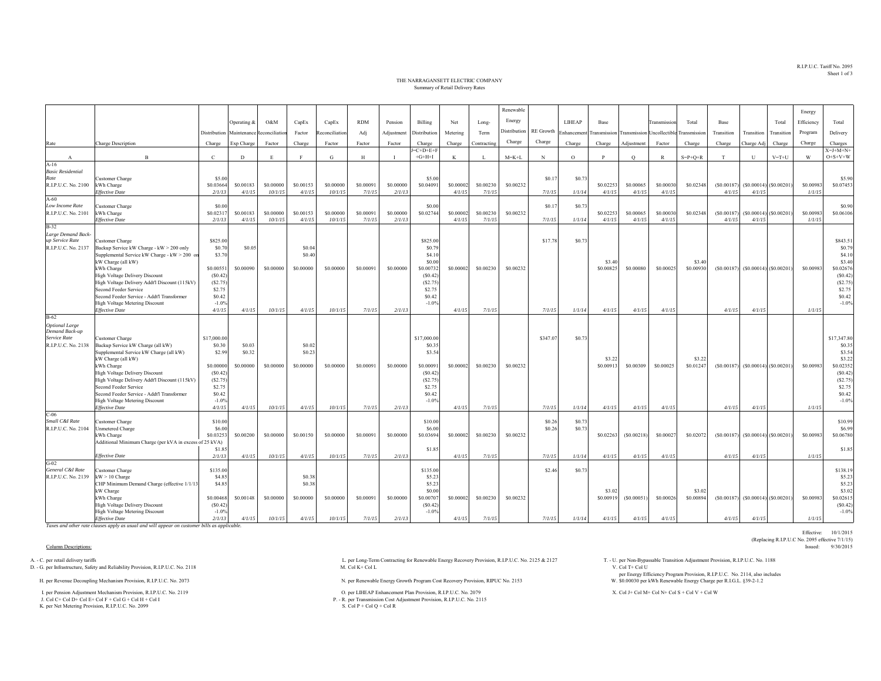R.I.P.U.C. Tariff No. 2095
Sheet 1 of 3

# THE NARRAGANSETT ELECTRIC COMPANY

## Summary of Retail Delivery Rates

| Rate | Charge Description | Distribution Charge | Operating & Maintenance Exp Charge | O&M Reconciliation Factor | CapEx Factor Charge | CapEx Reconciliation Factor | RDM Adj Factor | Pension Adjustment Factor | Billing Distribution Charge | Net Metering Charge | Long-Term Contracting | Renewable Energy Distribution Charge | RE Growth Charge | LIHEAP Enhancement Charge | Base Transmission Charge | Transmission Adjustment | Transmission Uncollectible Factor | Total Transmission Charge | Base Transition Charge | Transition Charge Adj | Total Transition Charge | Energy Efficiency Program Charge | Total Delivery Charges |
|---|---|---|---|---|---|---|---|---|---|---|---|---|---|---|---|---|---|---|---|---|---|---|---|
| A | B | C | D | E | F | G | H | I | J=C+D+E+F+G+H+I | K | L | M=K+L | N | O | P | Q | R | S=P+Q+R | T | U | V=T+U | W | X=J+M+N+O+S+V+W |
| A-16 *Basic Residential Rate* R.I.P.U.C. No. 2100 | Customer Charge | $5.00 | | | | | | | $5.00 | | | | $0.17 | $0.73 | | | | | | | | | $5.90 |
| | kWh Charge | $0.03664 | $0.00183 | $0.00000 | $0.00153 | $0.00000 | $0.00091 | $0.00000 | $0.04091 | $0.00002 | $0.00230 | $0.00232 | | | $0.02253 | $0.00065 | $0.00030 | $0.02348 | ($0.00187) | ($0.00014) | ($0.00201) | $0.00983 | $0.07453 |
| | *Effective Date* | *2/1/13* | *4/1/15* | *10/1/15* | *4/1/15* | *10/1/15* | *7/1/15* | *2/1/13* | | *4/1/15* | *7/1/15* | | *7/1/15* | *1/1/14* | *4/1/15* | *4/1/15* | *4/1/15* | | *4/1/15* | *4/1/15* | | *1/1/15* | |
| A-60 *Low Income Rate* R.I.P.U.C. No. 2101 | Customer Charge | $0.00 | | | | | | | $0.00 | | | | $0.17 | $0.73 | | | | | | | | | $0.90 |
| | kWh Charge | $0.02317 | $0.00183 | $0.00000 | $0.00153 | $0.00000 | $0.00091 | $0.00000 | $0.02744 | $0.00002 | $0.00230 | $0.00232 | | | $0.02253 | $0.00065 | $0.00030 | $0.02348 | ($0.00187) | ($0.00014) | ($0.00201) | $0.00983 | $0.06106 |
| | *Effective Date* | *2/1/13* | *4/1/15* | *10/1/15* | *4/1/15* | *10/1/15* | *7/1/15* | *2/1/13* | | *4/1/15* | *7/1/15* | | *7/1/15* | *1/1/14* | *4/1/15* | *4/1/15* | *4/1/15* | | *4/1/15* | *4/1/15* | | *1/1/15* | |
| B-32 *Large Demand Back-up Service Rate* R.I.P.U.C. No. 2137 | Customer Charge | $825.00 | | | | | | | $825.00 | | | | $17.78 | $0.73 | | | | | | | | | $843.51 |
| | Backup Service kW Charge - kW > 200 only | $0.70 | $0.05 | | $0.04 | | | | $0.79 | | | | | | | | | | | | | | $0.79 |
| | Supplemental Service kW Charge - kW > 200 on | $3.70 | | | $0.40 | | | | $4.10 | | | | | | | | | | | | | | $4.10 |
| | kW Charge (all kW) | | | | | | | | $0.00 | | | | | | $3.40 | | | $3.40 | | | | | $3.40 |
| | kWh Charge | $0.00551 | $0.00090 | $0.00000 | $0.00000 | $0.00000 | $0.00091 | $0.00000 | $0.00732 | $0.00002 | $0.00230 | $0.00232 | | | $0.00825 | $0.00080 | $0.00025 | $0.00930 | ($0.00187) | ($0.00014) | ($0.00201) | $0.00983 | $0.02676 |
| | High Voltage Delivery Discount | ($0.42) | | | | | | | ($0.42) | | | | | | | | | | | | | | ($0.42) |
| | High Voltage Delivery Addt'l Discount (115kV) | ($2.75) | | | | | | | ($2.75) | | | | | | | | | | | | | | ($2.75) |
| | Second Feeder Service | $2.75 | | | | | | | $2.75 | | | | | | | | | | | | | | $2.75 |
| | Second Feeder Service - Addt'l Transformer | $0.42 | | | | | | | $0.42 | | | | | | | | | | | | | | $0.42 |
| | High Voltage Metering Discount | -1.0% | | | | | | | -1.0% | | | | | | | | | | | | | | -1.0% |
| | *Effective Date* | *4/1/15* | *4/1/15* | *10/1/15* | *4/1/15* | *10/1/15* | *7/1/15* | *2/1/13* | | *4/1/15* | *7/1/15* | | *7/1/15* | *1/1/14* | *4/1/15* | *4/1/15* | *4/1/15* | | *4/1/15* | *4/1/15* | | *1/1/15* | |
| B-62 *Optional Large Demand Back-up Service Rate* R.I.P.U.C. No. 2138 | Customer Charge | $17,000.00 | | | | | | | $17,000.00 | | | | $347.07 | $0.73 | | | | | | | | | $17,347.80 |
| | Backup Service kW Charge (all kW) | $0.30 | $0.03 | | $0.02 | | | | $0.35 | | | | | | | | | | | | | | $0.35 |
| | Supplemental Service kW Charge (all kW) | $2.99 | $0.32 | | $0.23 | | | | $3.54 | | | | | | | | | | | | | | $3.54 |
| | kW Charge (all kW) | | | | | | | | | | | | | | $3.22 | | | $3.22 | | | | | $3.22 |
| | kWh Charge | $0.00000 | $0.00000 | $0.00000 | $0.00000 | $0.00000 | $0.00091 | $0.00000 | $0.00091 | $0.00002 | $0.00230 | $0.00232 | | | $0.00913 | $0.00309 | $0.00025 | $0.01247 | ($0.00187) | ($0.00014) | ($0.00201) | $0.00983 | $0.02352 |
| | High Voltage Delivery Discount | ($0.42) | | | | | | | ($0.42) | | | | | | | | | | | | | | ($0.42) |
| | High Voltage Delivery Addt'l Discount (115kV) | ($2.75) | | | | | | | ($2.75) | | | | | | | | | | | | | | ($2.75) |
| | Second Feeder Service | $2.75 | | | | | | | $2.75 | | | | | | | | | | | | | | $2.75 |
| | Second Feeder Service - Addt'l Transformer | $0.42 | | | | | | | $0.42 | | | | | | | | | | | | | | $0.42 |
| | High Voltage Metering Discount | -1.0% | | | | | | | -1.0% | | | | | | | | | | | | | | -1.0% |
| | *Effective Date* | *4/1/15* | *4/1/15* | *10/1/15* | *4/1/15* | *10/1/15* | *7/1/15* | *2/1/13* | | *4/1/15* | *7/1/15* | | *7/1/15* | *1/1/14* | *4/1/15* | *4/1/15* | *4/1/15* | | *4/1/15* | *4/1/15* | | *1/1/15* | |
| C-06 *Small C&I Rate* R.I.P.U.C. No. 2104 | Customer Charge | $10.00 | | | | | | | $10.00 | | | | $0.26 | $0.73 | | | | | | | | | $10.99 |
| | Unmetered Charge | $6.00 | | | | | | | $6.00 | | | | $0.26 | $0.73 | | | | | | | | | $6.99 |
| | kWh Charge | $0.03253 | $0.00200 | $0.00000 | $0.00150 | $0.00000 | $0.00091 | $0.00000 | $0.03694 | $0.00002 | $0.00230 | $0.00232 | | | $0.02263 | ($0.00218) | $0.00027 | $0.02072 | ($0.00187) | ($0.00014) | ($0.00201) | $0.00983 | $0.06780 |
| | Additional Minimum Charge (per kVA in excess of 25 kVA) | $1.85 | | | | | | | $1.85 | | | | | | | | | | | | | | $1.85 |
| | *Effective Date* | *2/1/13* | *4/1/15* | *10/1/15* | *4/1/15* | *10/1/15* | *7/1/15* | *2/1/13* | | *4/1/15* | *7/1/15* | | *7/1/15* | *1/1/14* | *4/1/15* | *4/1/15* | *4/1/15* | | *4/1/15* | *4/1/15* | | *1/1/15* | |
| G-02 *General C&I Rate* R.I.P.U.C. No. 2139 | Customer Charge | $135.00 | | | | | | | $135.00 | | | | $2.46 | $0.73 | | | | | | | | | $138.19 |
| | kW > 10 Charge | $4.85 | | | $0.38 | | | | $5.23 | | | | | | | | | | | | | | $5.23 |
| | CHP Minimum Demand Charge (effective 1/1/13 | $4.85 | | | $0.38 | | | | $5.23 | | | | | | | | | | | | | | $5.23 |
| | kW Charge | | | | | | | | $0.00 | | | | | | $3.02 | | | $3.02 | | | | | $3.02 |
| | kWh Charge | $0.00468 | $0.00148 | $0.00000 | $0.00000 | $0.00000 | $0.00091 | $0.00000 | $0.00707 | $0.00002 | $0.00230 | $0.00232 | | | $0.00919 | ($0.00051) | $0.00026 | $0.00894 | ($0.00187) | ($0.00014) | ($0.00201) | $0.00983 | $0.02615 |
| | High Voltage Delivery Discount | ($0.42) | | | | | | | ($0.42) | | | | | | | | | | | | | | ($0.42) |
| | High Voltage Metering Discount | -1.0% | | | | | | | -1.0% | | | | | | | | | | | | | | -1.0% |
| | *Effective Date* | *2/1/13* | *4/1/15* | *10/1/15* | *4/1/15* | *10/1/15* | *7/1/15* | *2/1/13* | | *4/1/15* | *7/1/15* | | *7/1/15* | *1/1/14* | *4/1/15* | *4/1/15* | *4/1/15* | | *4/1/15* | *4/1/15* | | *1/1/15* | |

*Taxes and other rate clauses apply as usual and will appear on customer bills as applicable.*

Effective: 10/1/2015
(Replacing R.I.P.U.C No. 2095 effective 7/1/15)
Issued: 9/30/2015

Column Descriptions:

A. - C. per retail delivery tariffs
D. - G. per Infrastructure, Safety and Reliability Provision, R.I.P.U.C. No. 2118
H. per Revenue Decoupling Mechanism Provision, R.I.P.U.C. No. 2073
I. per Pension Adjustment Mechanism Provision, R.I.P.U.C. No. 2119
J. Col C+ Col D+ Col E+ Col F + Col G + Col H + Col I
K. per Net Metering Provision, R.I.P.U.C. No. 2099
L. per Long-Term Contracting for Renewable Energy Recovery Provision, R.I.P.U.C. No. 2125 & 2127
M. Col K+ Col L
N. per Renewable Energy Growth Program Cost Recovery Provision, RIPUC No. 2153
O. per LIHEAP Enhancement Plan Provision, R.I.P.U.C. No. 2079
P. - R. per Transmission Cost Adjustment Provision, R.I.P.U.C. No. 2115
S. Col P + Col Q + Col R
T. - U. per Non-Bypassable Transition Adjustment Provision, R.I.P.U.C. No. 1188
V. Col T+ Col U
W. per Energy Efficiency Program Provision, R.I.P.U.C. No. 2114, also includes $0.00030 per kWh Renewable Energy Charge per R.I.G.L. §39-2-1.2
X. Col J+ Col M+ Col N+ Col S + Col V + Col W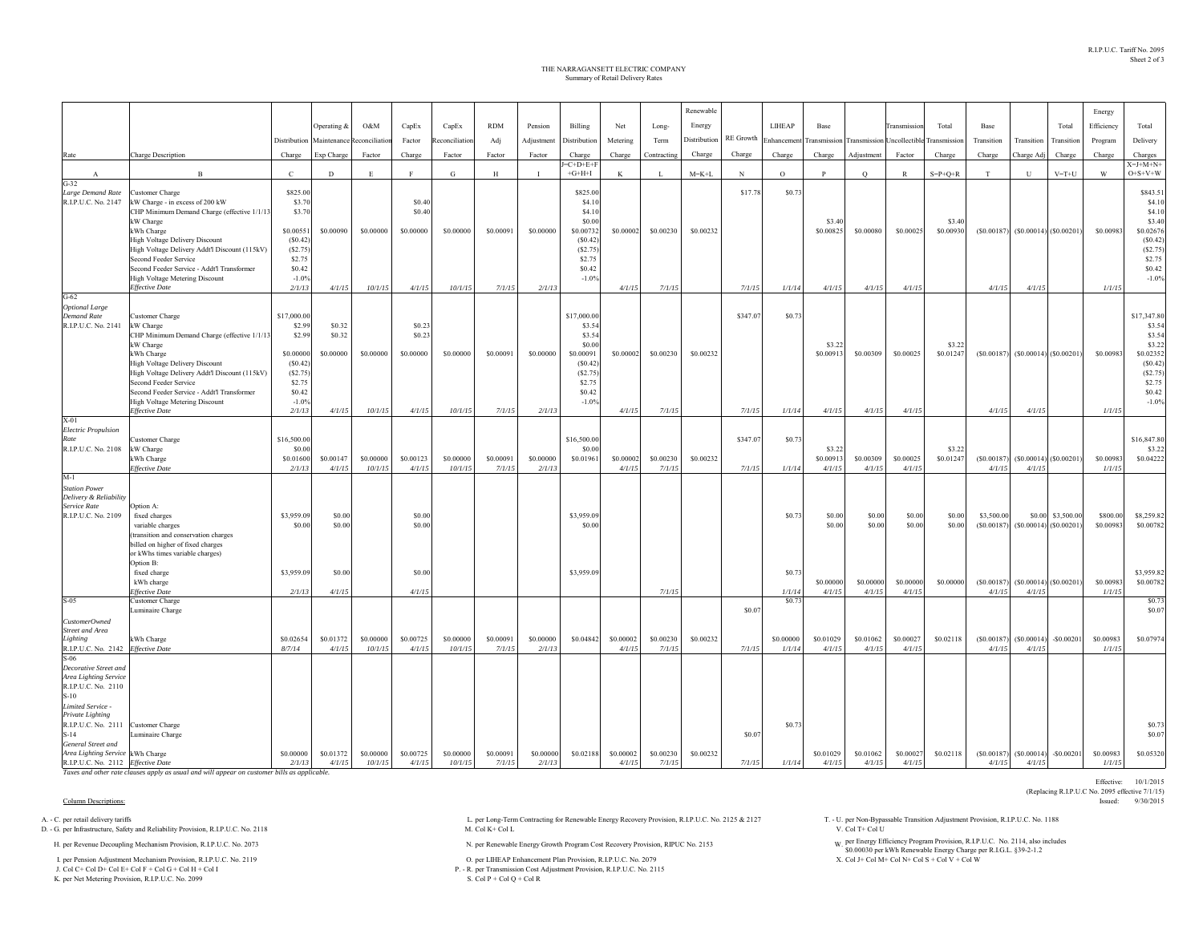R.I.P.U.C. Tariff No. 2095
Sheet 2 of 3

# THE NARRAGANSETT ELECTRIC COMPANY
## Summary of Retail Delivery Rates

| Rate | Charge Description | Distribution Charge | Operating & Maintenance Exp Charge | O&M Reconciliation Factor | CapEx Factor Charge | CapEx Reconciliation Factor | RDM Adj Factor | Pension Adjustment Factor | Billing Distribution Charge | Net Metering Charge | Long-Term Contracting | Renewable Energy Distribution Charge | RE Growth Charge | LIHEAP Enhancement Charge | Base Transmission Charge | Transmission Adjustment | Transmission Uncollectible Factor | Total Transmission Charge | Base Transition Charge | Transition Charge Adj | Total Transition Charge | Energy Efficiency Program Charge | Total Delivery Charges |
|---|---|---|---|---|---|---|---|---|---|---|---|---|---|---|---|---|---|---|---|---|---|---|---|
| A | B | C | D | E | F | G | H | I | J=C+D+E+F+G+H+I | K | L | M=K+L | N | O | P | Q | R | S=P+Q+R | T | U | V=T+U | W | X=J+M+N+O+S+V+W |
| G-32 | | | | | | | | | | | | | | | | | | | | | | | |
| *Large Demand Rate* | Customer Charge | $825.00 | | | | | | | $825.00 | | | | $17.78 | $0.73 | | | | | | | | | $843.51 |
| R.I.P.U.C. No. 2147 | kW Charge - in excess of 200 kW | $3.70 | | | $0.40 | | | | $4.10 | | | | | | | | | | | | | | $4.10 |
| | CHP Minimum Demand Charge (effective 1/1/13 | $3.70 | | | $0.40 | | | | $4.10 | | | | | | | | | | | | | | $4.10 |
| | kW Charge | | | | | | | | $0.00 | | | | | | $3.40 | | | $3.40 | | | | | $3.40 |
| | kWh Charge | $0.00551 | $0.00090 | $0.00000 | $0.00000 | $0.00000 | $0.00091 | $0.00000 | $0.00732 | $0.00002 | $0.00230 | $0.00232 | | | $0.00825 | $0.00080 | $0.00025 | $0.00930 | ($0.00187) | ($0.00014) | ($0.00201) | $0.00983 | $0.02676 |
| | High Voltage Delivery Discount | ($0.42) | | | | | | | ($0.42) | | | | | | | | | | | | | | ($0.42) |
| | High Voltage Delivery Addt'l Discount (115kV) | ($2.75) | | | | | | | ($2.75) | | | | | | | | | | | | | | ($2.75) |
| | Second Feeder Service | $2.75 | | | | | | | $2.75 | | | | | | | | | | | | | | $2.75 |
| | Second Feeder Service - Addt'l Transformer | $0.42 | | | | | | | $0.42 | | | | | | | | | | | | | | $0.42 |
| | High Voltage Metering Discount | -1.0% | | | | | | | -1.0% | | | | | | | | | | | | | | -1.0% |
| | *Effective Date* | *2/1/13* | *4/1/15* | *10/1/15* | *4/1/15* | *10/1/15* | *7/1/15* | *2/1/13* | | *4/1/15* | *7/1/15* | | *7/1/15* | *1/1/14* | *4/1/15* | *4/1/15* | *4/1/15* | | *4/1/15* | *4/1/15* | | *1/1/15* | |
| G-62 | | | | | | | | | | | | | | | | | | | | | | | |
| *Optional Large Demand Rate* | Customer Charge | $17,000.00 | | | | | | | $17,000.00 | | | | $347.07 | $0.73 | | | | | | | | | $17,347.80 |
| R.I.P.U.C. No. 2141 | kW Charge | $2.99 | $0.32 | | $0.23 | | | | $3.54 | | | | | | | | | | | | | | $3.54 |
| | CHP Minimum Demand Charge (effective 1/1/13 | $2.99 | $0.32 | | $0.23 | | | | $3.54 | | | | | | | | | | | | | | $3.54 |
| | kW Charge | | | | | | | | $0.00 | | | | | | $3.22 | | | $3.22 | | | | | $3.22 |
| | kWh Charge | $0.00000 | $0.00000 | $0.00000 | $0.00000 | $0.00000 | $0.00091 | $0.00000 | $0.00091 | $0.00002 | $0.00230 | $0.00232 | | | $0.00913 | $0.00309 | $0.00025 | $0.01247 | ($0.00187) | ($0.00014) | ($0.00201) | $0.00983 | $0.02352 |
| | High Voltage Delivery Discount | ($0.42) | | | | | | | ($0.42) | | | | | | | | | | | | | | ($0.42) |
| | High Voltage Delivery Addt'l Discount (115kV) | ($2.75) | | | | | | | ($2.75) | | | | | | | | | | | | | | ($2.75) |
| | Second Feeder Service | $2.75 | | | | | | | $2.75 | | | | | | | | | | | | | | $2.75 |
| | Second Feeder Service - Addt'l Transformer | $0.42 | | | | | | | $0.42 | | | | | | | | | | | | | | $0.42 |
| | High Voltage Metering Discount | -1.0% | | | | | | | -1.0% | | | | | | | | | | | | | | -1.0% |
| | *Effective Date* | *2/1/13* | *4/1/15* | *10/1/15* | *4/1/15* | *10/1/15* | *7/1/15* | *2/1/13* | | *4/1/15* | *7/1/15* | | *7/1/15* | *1/1/14* | *4/1/15* | *4/1/15* | *4/1/15* | | *4/1/15* | *4/1/15* | | *1/1/15* | |
| X-01 | | | | | | | | | | | | | | | | | | | | | | | |
| *Electric Propulsion Rate* | Customer Charge | $16,500.00 | | | | | | | $16,500.00 | | | | $347.07 | $0.73 | | | | | | | | | $16,847.80 |
| R.I.P.U.C. No. 2108 | kW Charge | $0.00 | | | | | | | $0.00 | | | | | | $3.22 | | | $3.22 | | | | | $3.22 |
| | kWh Charge | $0.01600 | $0.00147 | $0.00000 | $0.00123 | $0.00000 | $0.00091 | $0.00000 | $0.01961 | $0.00002 | $0.00230 | $0.00232 | | | $0.00913 | $0.00309 | $0.00025 | $0.01247 | ($0.00187) | ($0.00014) | ($0.00201) | $0.00983 | $0.04222 |
| | *Effective Date* | *2/1/13* | *4/1/15* | *10/1/15* | *4/1/15* | *10/1/15* | *7/1/15* | *2/1/13* | | *4/1/15* | *7/1/15* | | *7/1/15* | *1/1/14* | *4/1/15* | *4/1/15* | *4/1/15* | | *4/1/15* | *4/1/15* | | *1/1/15* | |
| M-1 | | | | | | | | | | | | | | | | | | | | | | | |
| *Station Power Delivery & Reliability Service Rate* | Option A: | | | | | | | | | | | | | | | | | | | | | | |
| R.I.P.U.C. No. 2109 | fixed charges | $3,959.09 | $0.00 | | $0.00 | | | | $3,959.09 | | | | | $0.73 | $0.00 | $0.00 | $0.00 | $0.00 | $3,500.00 | $0.00 | $3,500.00 | $800.00 | $8,259.82 |
| | variable charges | $0.00 | $0.00 | | $0.00 | | | | $0.00 | | | | | | $0.00 | $0.00 | $0.00 | $0.00 | ($0.00187) | ($0.00014) | ($0.00201) | $0.00983 | $0.00782 |
| | (transition and conservation charges billed on higher of fixed charges or kWhs times variable charges) | | | | | | | | | | | | | | | | | | | | | | |
| | Option B: | | | | | | | | | | | | | | | | | | | | | | |
| | fixed charges | $3,959.09 | $0.00 | | $0.00 | | | | $3,959.09 | | | | | $0.73 | | | | | | | | | $3,959.82 |
| | kWh charge | | | | | | | | | | | | | | $0.00000 | $0.00000 | $0.00000 | $0.00000 | ($0.00187) | ($0.00014) | ($0.00201) | $0.00983 | $0.00782 |
| | *Effective Date* | *2/1/13* | *4/1/15* | | *4/1/15* | | | | | | *7/1/15* | | | *1/1/14* | *4/1/15* | *4/1/15* | *4/1/15* | | *4/1/15* | *4/1/15* | | *1/1/15* | |
| S-05 | Customer Charge | | | | | | | | | | | | | $0.73 | | | | | | | | | $0.73 |
| | Luminaire Charge | | | | | | | | | | | | $0.07 | | | | | | | | | | $0.07 |
| *CustomerOwned Street and Area Lighting* | kWh Charge | $0.02654 | $0.01372 | $0.00000 | $0.00725 | $0.00000 | $0.00091 | $0.00000 | $0.04842 | $0.00002 | $0.00230 | $0.00232 | | $0.00000 | $0.01029 | $0.01062 | $0.00027 | $0.02118 | ($0.00187) | ($0.00014) | -$0.00201 | $0.00983 | $0.07974 |
| R.I.P.U.C. No. 2142 | *Effective Date* | *8/7/14* | *4/1/15* | *10/1/15* | *4/1/15* | *10/1/15* | *7/1/15* | *2/1/13* | | *4/1/15* | *7/1/15* | | *7/1/15* | *1/1/14* | *4/1/15* | *4/1/15* | *4/1/15* | | *4/1/15* | *4/1/15* | | *1/1/15* | |
| S-06 | | | | | | | | | | | | | | | | | | | | | | | |
| *Decorative Street and Area Lighting Service* | | | | | | | | | | | | | | | | | | | | | | | |
| R.I.P.U.C. No. 2110 | | | | | | | | | | | | | | | | | | | | | | | |
| S-10 | | | | | | | | | | | | | | | | | | | | | | | |
| *Limited Service - Private Lighting* | | | | | | | | | | | | | | | | | | | | | | | |
| R.I.P.U.C. No. 2111 | Customer Charge | | | | | | | | | | | | | $0.73 | | | | | | | | | $0.73 |
| S-14 | Luminaire Charge | | | | | | | | | | | | $0.07 | | | | | | | | | | $0.07 |
| *General Street and Area Lighting Service* | kWh Charge | $0.00000 | $0.01372 | $0.00000 | $0.00725 | $0.00000 | $0.00091 | $0.00000 | $0.02188 | $0.00002 | $0.00230 | $0.00232 | | | $0.01029 | $0.01062 | $0.00027 | $0.02118 | ($0.00187) | ($0.00014) | -$0.00201 | $0.00983 | $0.05320 |
| R.I.P.U.C. No. 2112 | *Effective Date* | *2/1/13* | *4/1/15* | *10/1/15* | *4/1/15* | *10/1/15* | *7/1/15* | *2/1/13* | | *4/1/15* | *7/1/15* | | *7/1/15* | *1/1/14* | *4/1/15* | *4/1/15* | *4/1/15* | | *4/1/15* | *4/1/15* | | *1/1/15* | |

*Taxes and other rate clauses apply as usual and will appear on customer bills as applicable.*

Effective: 10/1/2015
(Replacing R.I.P.U.C No. 2095 effective 7/1/15)
Issued: 9/30/2015

Column Descriptions:

A. - C. per retail delivery tariffs
D. - G. per Infrastructure, Safety and Reliability Provision, R.I.P.U.C. No. 2118
H. per Revenue Decoupling Mechanism Provision, R.I.P.U.C. No. 2073
I. per Pension Adjustment Mechanism Provision, R.I.P.U.C. No. 2119
J. Col C+ Col D+ Col E+ Col F + Col G + Col H + Col I
K. per Net Metering Provision, R.I.P.U.C. No. 2099
L. per Long-Term Contracting for Renewable Energy Recovery Provision, R.I.P.U.C. No. 2125 & 2127
M. Col K+ Col L
N. per Renewable Energy Growth Program Cost Recovery Provision, RIPUC No. 2153
O. per LIHEAP Enhancement Plan Provision, R.I.P.U.C. No. 2079
P. - R. per Transmission Cost Adjustment Provision, R.I.P.U.C. No. 2115
S. Col P + Col Q + Col R
T. - U. per Non-Bypassable Transition Adjustment Provision, R.I.P.U.C. No. 1188
V. Col T+ Col U
W. per Energy Efficiency Program Provision, R.I.P.U.C. No. 2114, also includes $0.00030 per kWh Renewable Energy Charge per R.I.G.L. §39-2-1.2
X. Col J+ Col M+ Col N+ Col S + Col V + Col W